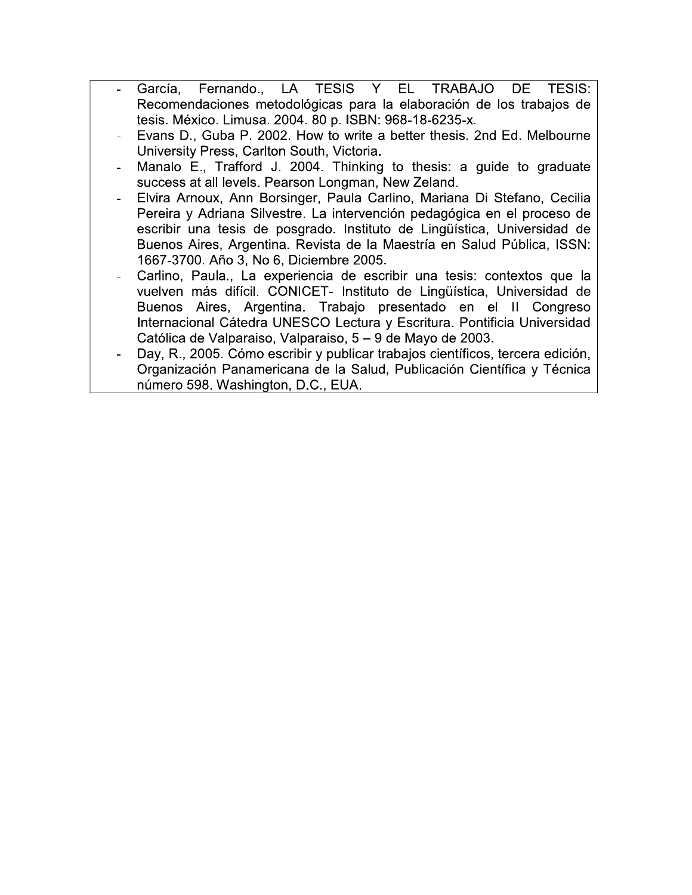- García, Fernando., LA TESIS Y EL TRABAJO DE TESIS: Recomendaciones metodológicas para la elaboración de los trabajos de tesis. México. Limusa. 2004. 80 p. ISBN: 968-18-6235-x.
- Evans D., Guba P. 2002. How to write a better thesis. 2nd Ed. Melbourne University Press, Carlton South, Victoria.
- Manalo E., Trafford J. 2004. Thinking to thesis: a guide to graduate success at all levels. Pearson Longman, New Zeland.
- Elvira Arnoux, Ann Borsinger, Paula Carlino, Mariana Di Stefano, Cecilia Pereira y Adriana Silvestre. La intervención pedagógica en el proceso de escribir una tesis de posgrado. Instituto de Lingüística, Universidad de Buenos Aires, Argentina. Revista de la Maestría en Salud Pública, ISSN: 1667-3700. Año 3, No 6, Diciembre 2005.
- Carlino, Paula., La experiencia de escribir una tesis: contextos que la vuelven más difícil. CONICET- Instituto de Lingüística, Universidad de Buenos Aires, Argentina. Trabajo presentado en el II Congreso Internacional Cátedra UNESCO Lectura y Escritura. Pontificia Universidad Católica de Valparaiso, Valparaiso, 5 – 9 de Mayo de 2003.
- Day, R., 2005. Cómo escribir y publicar trabajos científicos, tercera edición, Organización Panamericana de la Salud, Publicación Científica y Técnica número 598. Washington, D.C., EUA.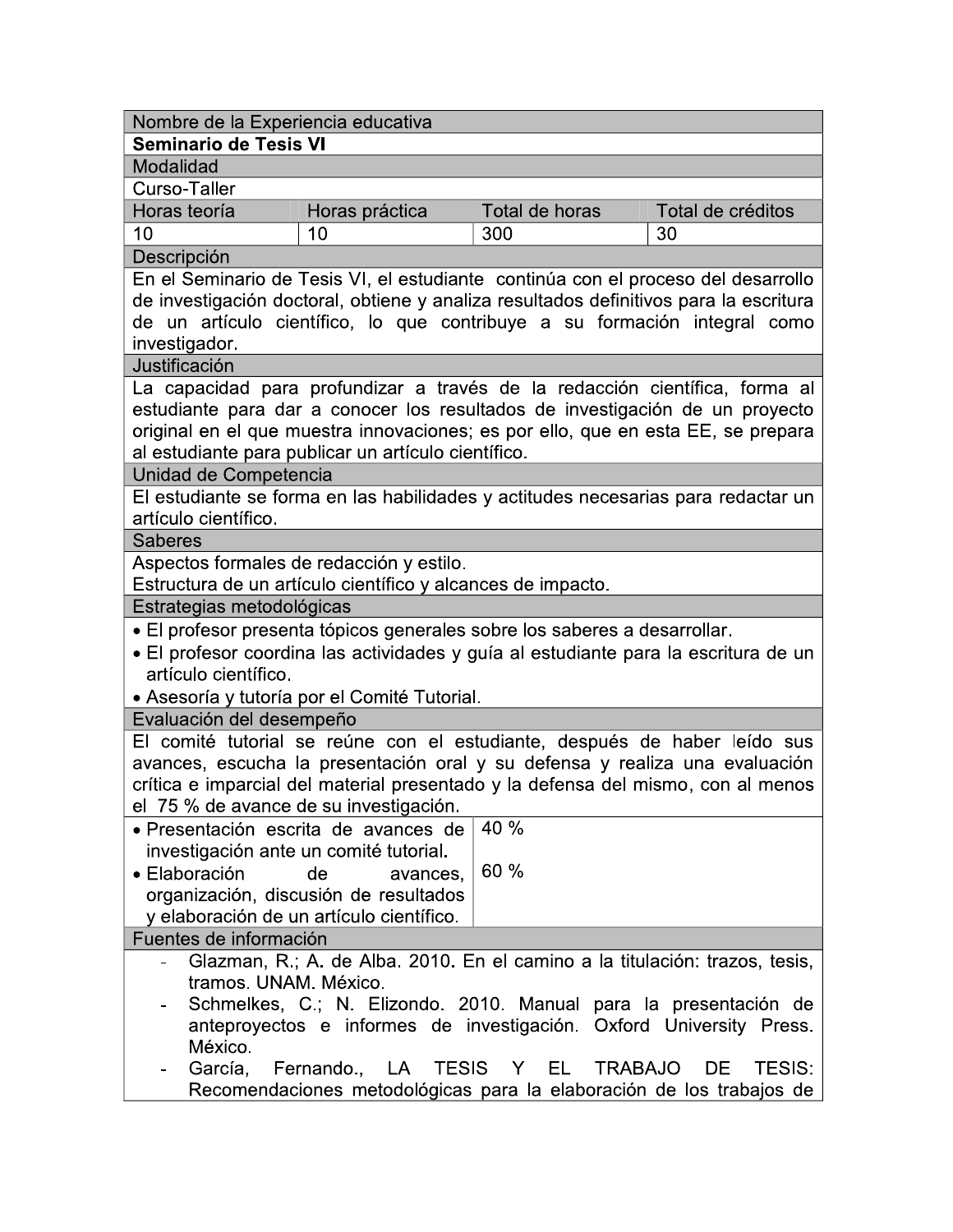| | | | |
|---|---|---|---|
| Nombre de la Experiencia educativa | | | |
| **Seminario de Tesis VI** | | | |
| Modalidad | | | |
| Curso-Taller | | | |
| Horas teoría | Horas práctica | Total de horas | Total de créditos |
| 10 | 10 | 300 | 30 |
| Descripción | | | |
| En el Seminario de Tesis VI, el estudiante continúa con el proceso del desarrollo de investigación doctoral, obtiene y analiza resultados definitivos para la escritura de un artículo científico, lo que contribuye a su formación integral como investigador. | | | |
| Justificación | | | |
| La capacidad para profundizar a través de la redacción científica, forma al estudiante para dar a conocer los resultados de investigación de un proyecto original en el que muestra innovaciones; es por ello, que en esta EE, se prepara al estudiante para publicar un artículo científico. | | | |
| Unidad de Competencia | | | |
| El estudiante se forma en las habilidades y actitudes necesarias para redactar un artículo científico. | | | |
| Saberes | | | |
| Aspectos formales de redacción y estilo.<br>Estructura de un artículo científico y alcances de impacto. | | | |
| Estrategias metodológicas | | | |
| • El profesor presenta tópicos generales sobre los saberes a desarrollar.<br>• El profesor coordina las actividades y guía al estudiante para la escritura de un artículo científico.<br>• Asesoría y tutoría por el Comité Tutorial. | | | |
| Evaluación del desempeño | | | |
| El comité tutorial se reúne con el estudiante, después de haber leído sus avances, escucha la presentación oral y su defensa y realiza una evaluación crítica e imparcial del material presentado y la defensa del mismo, con al menos el 75 % de avance de su investigación. | | | |
| • Presentación escrita de avances de investigación ante un comité tutorial. | 40 % | | |
| • Elaboración de avances, organización, discusión de resultados y elaboración de un artículo científico. | 60 % | | |
| Fuentes de información | | | |
| - Glazman, R.; A. de Alba. 2010. En el camino a la titulación: trazos, tesis, tramos. UNAM. México.<br>- Schmelkes, C.; N. Elizondo. 2010. Manual para la presentación de anteproyectos e informes de investigación. Oxford University Press. México.<br>- García, Fernando., LA TESIS Y EL TRABAJO DE TESIS: Recomendaciones metodológicas para la elaboración de los trabajos de | | | |